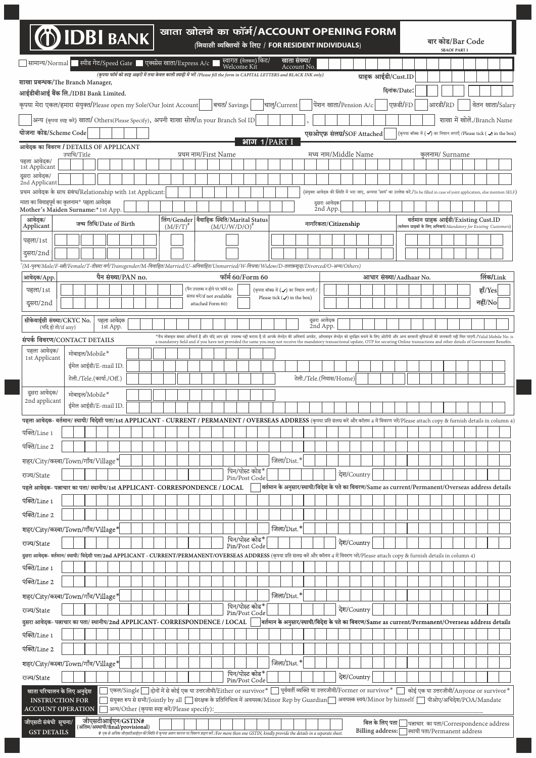# IDBI BANK

## खाता खोलने का फॉर्म/ACCOUNT OPENING FORM

**(निवासी व्यक्तियों के लिए / FOR RESIDENT INDIVIDUALS)**

बार कोड/Bar Code
SBAOF PART I

☐ सामान्य/Normal ☐ स्पीड गेट/Speed Gate ☐ एक्सप्रेस खाता/Express A/c ☐ स्वागत (वेलकम) किट/ Welcome Kit | खाता संख्या/ Account No.

*(कृपया फॉर्म को स्पष्ट अक्षरों में तथा केवल काली स्याही में भरें /Please fill the form in CAPITAL LETTERS and BLACK INK only)*

ग्राहक आईडी/Cust.ID

शाखा प्रबन्धक/The Branch Manager,

आईडीबीआई बैंक लि./IDBI Bank Limited.

दिनांक/Date:

कृपया मेरा एकल/हमारा संयुक्त/Please open my Sole/Our Joint Account ☐ बचत/ Savings ☐ चालू/Current ☐ पेंशन खाता/Pension A/c ☐ एफ़डी/FD ☐ आरडी/RD ☐ वेतन खाता/Salary

☐ अन्य (कृपया स्पष्ट करें) खाता/ Others(Please Specify), अपनी शाखा सोल/in your Branch Sol ID ______, ______ शाखा में खोलें./Branch Name

योजना कोड/Scheme Code ______ एसओएफ़ संलग्न/SOF Attached ☐ (कृपया बॉक्स में (✓) का निशान लगाएँ /Please tick (✓) in the box)

### भाग 1/PART I

**आवेदक का विवरण / DETAILS OF APPLICANT**

| | उपाधि/Title | प्रथम नाम/First Name | मध्य नाम/Middle Name | कुलनाम/ Surname |
|---|---|---|---|---|
| पहला आवेदक/ 1st Applicant | | | | |
| दूसरा आवेदक/ 2nd Applicant | | | | |

प्रथम आवेदक के साथ संबंध/Relationship with 1st Applicant: ______ (संयुक्त आवेदक की स्थिति में भरा जाए, अन्यथा 'स्वयं' का उल्लेख करें./To be filled in case of joint application, else mention SELF)

माता का विवाहपूर्व का कुलनाम* पहला आवेदक / Mother's Maiden Surname:* 1st App. ______ दूसरा आवेदक 2nd App. ______

| आवेदक/ Applicant | जन्म तिथि/Date of Birth | लिंग/Gender (M/F/T)# | वैवाहिक स्थिति/Marital Status (M/U/W/D/O)# | नागरिकता/Citizenship | वर्तमान ग्राहक आईडी/Existing Cust.ID (वर्तमान ग्राहकों के लिए अनिवार्य/Mandatory for Existing Customers) |
|---|---|---|---|---|---|
| पहला/1st | | | | | |
| दूसरा/2nd | | | | | |

*#(M-पुरुष/Male/F-स्त्री/Female/T-तीसरा वर्ग/Transgender/M-विवाहित/Married/U-अविवाहित/Unmarried/W-विधवा/Widow/D-तलाकशुदा/Divorced/O-अन्य/Others)*

| आवेदक/App. | पैन संख्या/PAN no. | फॉर्म 60/Form 60 | आधार संख्या/Aadhaar No. | लिंक/Link |
|---|---|---|---|---|
| पहला/1st | | (पैन उपलब्ध न होने पर फॉर्म 60 संलग्न करें/If not available attached Form 60) ☐ (कृपया बॉक्स में (✓) का निशान लगाएँ / Please tick (✓) in the box) | | हाँ/Yes ☐ |
| दूसरा/2nd | | | | नहीं/No ☐ |

सीकेवाईसी संख्या/CKYC No. (यदि हो तो/if any) पहला आवेदक 1st App. ______ दूसरा आवेदक 2nd App. ______

**संपर्क विवरण/CONTACT DETAILS**

*वैध मोबाइल संख्या अनिवार्य है और यदि आप इसे उपलब्ध नहीं कराया है तो आपके लेनदेन की अनिवार्य अपडेट, ऑनलाइन लेनदेन को सुरक्षित बनाने के लिए ओटीपी और अन्य सरकारी सुविधाओं की जानकारी नहीं मिल पाएगी./Valid Mobile No. is a mandatory field and if you have not provided the same you may not receive the mandatory transactional update, OTP for securing Online transactions and other details of Government Benefits.

| | | |
|---|---|---|
| पहला आवेदक/ 1st Applicant | मोबाइल/Mobile* | |
| | ईमेल आईडी/E-mail ID. | |
| | टेली./Tele.(कार्या./Off.) | टेली./Tele.(निवास/Home) |
| दूसरा आवेदक/ 2nd applicant | मोबाइल/Mobile* | |
| | ईमेल आईडी/E-mail ID. | |

**पहला आवेदक- वर्तमान/ स्थायी/ विदेशी पता/1st APPLICANT - CURRENT / PERMANENT / OVERSEAS ADDRESS** (कृपया प्रति संलग्न करें और कॉलम 4 में विवरण भरें/Please attach copy & furnish details in column 4)

पंक्ति/Line 1

पंक्ति/Line 2

शहर/कस्बा/Town/गाँव/Village* ______ जिला/Dist.* ______

राज्य/State ______ पिन/पोस्ट कोड*/Pin/Post Code ______ देश/Country ______

**पहले आवेदक- पत्राचार का पता/ स्थानीय/1st APPLICANT- CORRESPONDENCE / LOCAL** ☐ वर्तमान के अनुसार/स्थायी/विदेश के पते का विवरण/Same as current/Permanent/Overseas address details

पंक्ति/Line 1

पंक्ति/Line 2

शहर/कस्बा/Town/गाँव/Village* ______ जिला/Dist.* ______

राज्य/State ______ पिन/पोस्ट कोड*/Pin/Post Code ______ देश/Country ______

**दूसरा आवेदक- वर्तमान/ स्थायी/ विदेशी पता/2nd APPLICANT - CURRENT/PERMANENT/OVERSEAS ADDRESS** (कृपया प्रति संलग्न करें और कॉलम 4 में विवरण भरें/Please attach copy & furnish details in column 4)

पंक्ति/Line 1

पंक्ति/Line 2

शहर/कस्बा/Town/गाँव/Village* ______ जिला/Dist.* ______

राज्य/State ______ पिन/पोस्ट कोड*/Pin/Post Code ______ देश/Country ______

**दूसरा आवेदक- पत्राचार का पता/ स्थानीय/2nd APPLICANT- CORRESPONDENCE / LOCAL** ☐ वर्तमान के अनुसार/स्थायी/विदेश के पते का विवरण/Same as current/Permanent/Overseas address details

पंक्ति/Line 1

पंक्ति/Line 2

शहर/कस्बा/Town/गाँव/Village* ______ जिला/Dist.* ______

राज्य/State ______ पिन/पोस्ट कोड*/Pin/Post Code ______ देश/Country ______

**खाता परिचालन के लिए अनुदेश / INSTRUCTION FOR ACCOUNT OPERATION**

☐ एकल/Single ☐ दोनों में से कोई एक या उत्तरजीवी/Either or survivor* ☐ पूर्ववर्ती व्यक्ति या उत्तरजीवी/Former or survivor* ☐ कोई एक या उत्तरजीवी/Anyone or survivor*

☐ संयुक्त रूप से सभी/Jointly by all ☐ संरक्षक के प्रतिनिधित्व में अवयस्क/Minor Rep by Guardian ☐ अवयस्क स्वयं/Minor by himself ☐ पीओए/अधिदेश/POA/Mandate

☐ अन्य/Other (कृपया स्पष्ट करें/Please specify): ______

**जीएसटी संबंधी सूचना/ GST DETAILS**

जीएसटीआईएन/GSTIN# (अंतिम/अस्थायी/final/provisional) ______

# एक से अधिक जीएसटीआईएन की स्थिति में कृपया अलग कागज पर विवरण प्रदान करें./For more then one GSTIN, kindly provide the details in a separate sheet.

बिल के लिए पता / Billing address: ☐ पत्राचार का पता/Correspondence address ☐ स्थायी पता/Permanent address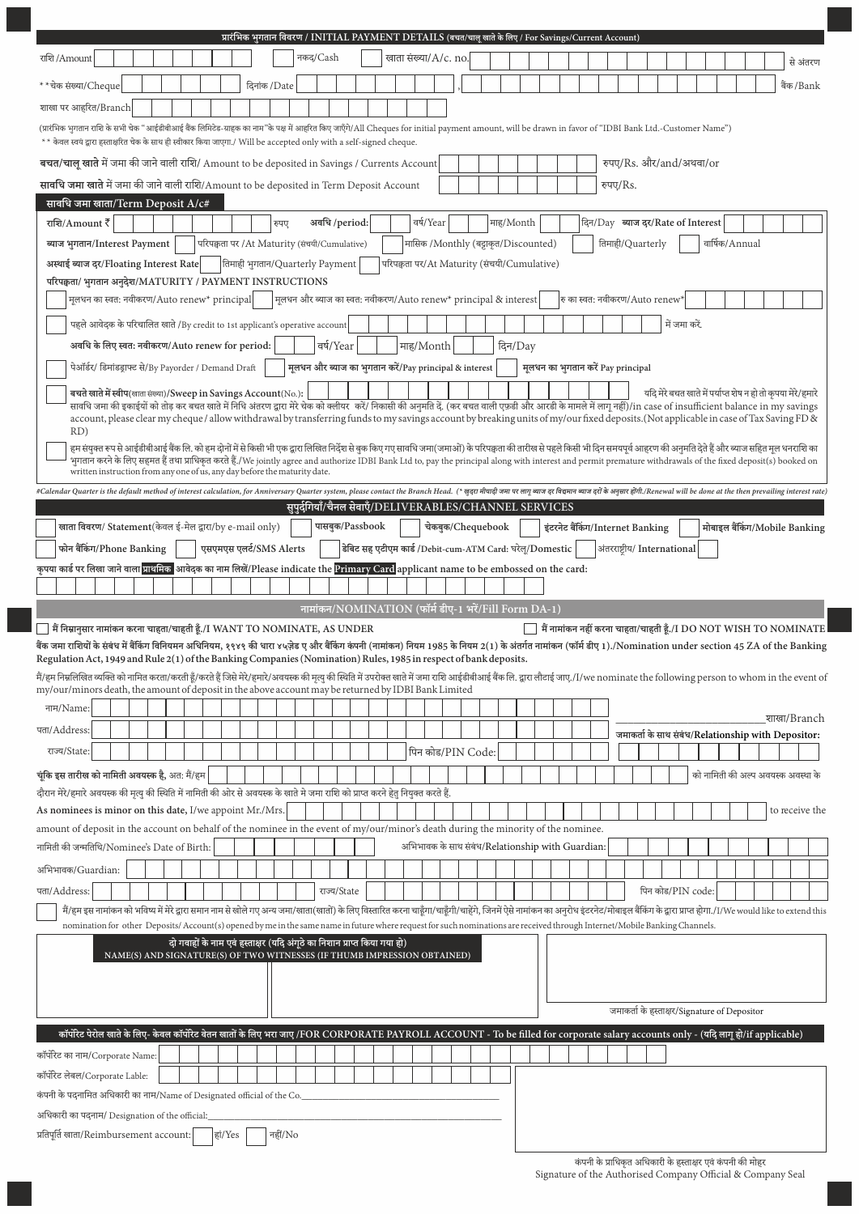## प्रारंभिक भुगतान विवरण / INITIAL PAYMENT DETAILS (बचत/चालू खाते के लिए / For Savings/Current Account)

राशि /Amount ☐ नकद/Cash ☐ खाता संख्या/A/c. no. से अंतरण

* *चेक संख्या/Cheque दिनांक /Date , बैंक /Bank

शाखा पर आहरित/Branch

(प्रारंभिक भुगतान राशि के सभी चेक " आईडीबीआई बैंक लिमिटेड-ग्राहक का नाम"के पक्ष में आहरित किए जाएँगे/All Cheques for initial payment amount, will be drawn in favor of "IDBI Bank Ltd.-Customer Name")

* * केवल स्वयं द्वारा हस्ताक्षरित चेक के साथ ही स्वीकार किया जाएगा./ Will be accepted only with a self-signed cheque.

**बचत/चालू खाते** में जमा की जाने वाली राशि/ Amount to be deposited in Savings / Currents Account रुपए/Rs. और/and/अथवा/or

**सावधि जमा खाते** में जमा की जाने वाली राशि/Amount to be deposited in Term Deposit Account रुपए/Rs.

### सावधि जमा खाता/Term Deposit A/c#

**राशि/Amount ₹** रुपए **अवधि /period:** वर्ष/Year माह/Month दिन/Day **ब्याज दर/Rate of Interest**

**ब्याज भुगतान/Interest Payment** ☐ परिपक्वता पर /At Maturity (संचयी/Cumulative) ☐ मासिक /Monthly (बट्टाकृत/Discounted) ☐ तिमाही/Quarterly ☐ वार्षिक/Annual

**अस्थाई ब्याज दर/Floating Interest Rate** ☐ तिमाही भुगतान/Quarterly Payment ☐ परिपक्वता पर/At Maturity (संचयी/Cumulative)

**परिपक्वता/ भुगतान अनुदेश/MATURITY / PAYMENT INSTRUCTIONS**

☐ मूलधन का स्वतः नवीकरण/Auto renew* principal ☐ मूलधन और ब्याज का स्वतः नवीकरण/Auto renew* principal & interest ☐ रु का स्वतः नवीकरण/Auto renew*

☐ पहले आवेदक के परिचालित खाते /By credit to 1st applicant's operative account में जमा करें.

**अवधि के लिए स्वतः नवीकरण/Auto renew for period:** वर्ष/Year माह/Month दिन/Day

☐ पेऑर्डर/ डिमांडड्राफ्ट से/By Payorder / Demand Draft ☐ **मूलधन और ब्याज का भुगतान करें/Pay principal & interest** ☐ **मूलधन का भुगतान करें Pay principal**

☐ **बचते खाते में स्वीप**(खाता संख्या)**/Sweep in Savings Account**(No.): यदि मेरे बचत खाते में पर्याप्त शेष न हो तो कृपया मेरे/हमारे सावधि जमा की इकाईयों को तोड़ कर बचत खाते में निधि अंतरण द्वारा मेरे चेक को क्लीयर करें/ निकासी की अनुमति दें. (कर बचत वाली एफ़डी और आरडी के मामले में लागू नहीं)/in case of insufficient balance in my savings account, please clear my cheque / allow withdrawal by transferring funds to my savings account by breaking units of my/our fixed deposits.(Not applicable in case of Tax Saving FD & RD)

☐ हम संयुक्त रूप से आईडीबीआई बैंक लि. को हम दोनों में से किसी भी एक द्वारा लिखित निर्देश से बुक किए गए सावधि जमा(जमाओं) के परिपक्वता की तारीख से पहले किसी भी दिन समयपूर्व आहरण की अनुमति देते हैं और ब्याज सहित मूल धनराशि का भुगतान करने के लिए सहमत हैं तथा प्राधिकृत करते हैं./We jointly agree and authorize IDBI Bank Ltd to, pay the principal along with interest and permit premature withdrawals of the fixed deposit(s) booked on written instruction from any one of us, any day before the maturity date.

*#Calendar Quarter is the default method of interest calculation, for Anniversary Quarter system, please contact the Branch Head. (* खुदरा मीयादी जमा पर लागू ब्याज दर विद्यमान ब्याज दरों के अनुसार होंगी./Renewal will be done at the then prevailing interest rate)*

### सुपुर्दगियाँ/चैनल सेवाएँ/DELIVERABLES/CHANNEL SERVICES

☐ **खाता विवरण/ Statement**(केवल ई-मेल द्वारा/by e-mail only) ☐ **पासबुक/Passbook** ☐ **चेकबुक/Chequebook** ☐ **इंटरनेट बैंकिंग/Internet Banking** ☐ **मोबाइल बैंकिंग/Mobile Banking**

☐ **फोन बैंकिंग/Phone Banking** ☐ **एसएमएस एलर्ट/SMS Alerts** ☐ **डेबिट सह एटीएम कार्ड /Debit-cum-ATM Card**: घरेलू/Domestic ☐ अंतरराष्ट्रीय/ International ☐

**कृपया कार्ड पर लिखा जाने वाला प्राथमिक आवेदक का नाम लिखें/Please indicate the Primary Card applicant name to be embossed on the card:**

### नामांकन/NOMINATION (फॉर्म डीए-1 भरें/Fill Form DA-1)

☐ **मैं निम्नानुसार नामांकन करना चाहता/चाहती हूँ./I WANT TO NOMINATE, AS UNDER** ☐ **मैं नामांकन नहीं करना चाहता/चाहती हूँ./I DO NOT WISH TO NOMINATE**

**बैंक जमा राशियों के संबंध में बैंकिंग विनियमन अधिनियम, १९४९ की धारा ४५ज़ेड ए और बैंकिंग कंपनी (नामांकन) नियम 1985 के नियम 2(1) के अंतर्गत नामांकन (फॉर्म डीए 1)./Nomination under section 45 ZA of the Banking Regulation Act, 1949 and Rule 2(1) of the Banking Companies (Nomination) Rules, 1985 in respect of bank deposits.**

मैं/हम निम्नलिखित व्यक्ति को नामित करता/करती हूँ/करते हैं जिसे मेरे/हमारे/अवयस्क की मृत्यु की स्थिति में उपरोक्त खाते में जमा राशि आईडीबीआई बैंक लि. द्वारा लौटाई जाए./I/we nominate the following person to whom in the event of my/our/minors death, the amount of deposit in the above account may be returned by IDBI Bank Limited

नाम/Name:

पता/Address: _______________ शाखा/Branch

**जमाकर्ता के साथ संबंध/Relationship with Depositor:**

राज्य/State: पिन कोड/PIN Code:

**चूंकि इस तारीख को नामिती अवयस्क है,** अतः मैं/हम को नामिती की अल्प अवयस्क अवस्था के दौरान मेरे/हमारे अवयस्क की मृत्यु की स्थिति में नामिती की ओर से अवयस्क के खाते मे जमा राशि को प्राप्त करने हेतु नियुक्त करते हैं.

**As nominees is minor on this date,** I/we appoint Mr./Mrs. to receive the amount of deposit in the account on behalf of the nominee in the event of my/our/minor's death during the minority of the nominee.

नामिती की जन्मतिथि/Nominee's Date of Birth: अभिभावक के साथ संबंध/Relationship with Guardian:

अभिभावक/Guardian:

पता/Address: राज्य/State पिन कोड/PIN code:

☐ मैं/हम इस नामांकन को भविष्य में मेरे द्वारा समान नाम से खोले गए अन्य जमा/खाता(खातों) के लिए विस्तारित करना चाहूँगा/चाहूँगी/चाहेंगे, जिनमें ऐसे नामांकन का अनुरोध इंटरनेट/मोबाइल बैंकिंग के द्वारा प्राप्त होगा./I/We would like to extend this nomination for other Deposits/ Account(s) opened by me in the same name in future where request for such nominations are received through Internet/Mobile Banking Channels.

**दो गवाहों के नाम एवं हस्ताक्षर (यदि अंगूठे का निशान प्राप्त किया गया हो)**
**NAME(S) AND SIGNATURE(S) OF TWO WITNESSES (IF THUMB IMPRESSION OBTAINED)**

जमाकर्ता के हस्ताक्षर/Signature of Depositor

### कॉर्पोरेट पेरोल खाते के लिए- केवल कॉर्पोरेट वेतन खातों के लिए भरा जाए /FOR CORPORATE PAYROLL ACCOUNT - To be filled for corporate salary accounts only - (यदि लागू हो/if applicable)

कॉर्पोरेट का नाम/Corporate Name:

कॉर्पोरेट लेबल/Corporate Lable:

कंपनी के पदनामित अधिकारी का नाम/Name of Designated official of the Co.______________________

अधिकारी का पदनाम/ Designation of the official:______________________

प्रतिपूर्ति खाता/Reimbursement account: ☐ हां/Yes ☐ नहीं/No

कंपनी के प्राधिकृत अधिकारी के हस्ताक्षर एवं कंपनी की मोहर
Signature of the Authorised Company Official & Company Seal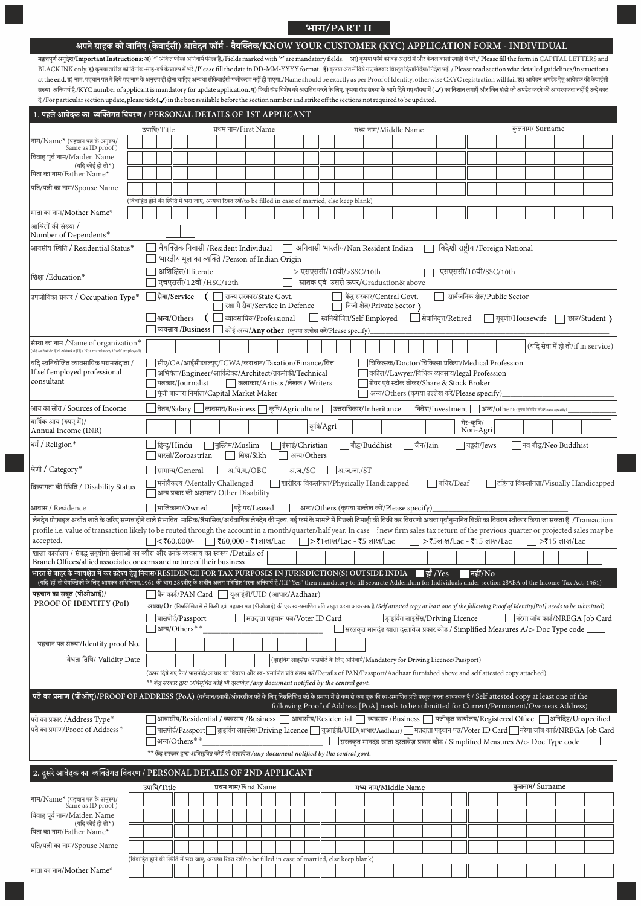# भाग/PART II

## अपने ग्राहक को जानिए (केवाईसी) आवेदन फॉर्म - वैयक्तिक/KNOW YOUR CUSTOMER (KYC) APPLICATION FORM - INDIVIDUAL

**महत्त्वपूर्ण अनुदेश/Important Instructions:** अ) '*' अंकित फील्ड अनिवार्य फील्ड है./Fields marked with '*' are mandatory fields. आ) कृपया फॉर्म को बड़े अक्षरों में और केवल काली स्याही में भरें./ Please fill the form in CAPITAL LETTERS and BLACK INK only. इ) कृपया तारीख को दिनांक-माह-वर्ष के प्रारूप में भरें./Please fill the date in DD-MM-YYYY format. ई) कृपया अंत में दिये गए खंडवार विस्तृत दिशानिर्देश/निर्देश पढ़ें. / Please read section wise detailed guidelines/instructions at the end. उ) नाम, पहचान पत्र में दिये गए नाम के अनुरूप ही होना चाहिए अन्यथा सीकेवाईसी पंजीकरण नहीं हो पाएगा./Name should be exactly as per Proof of Identity, otherwise CKYC registration will fail. ऊ) आवेदन अपडेट हेतु आवेदक की केवाईसी संख्या अनिवार्य है./KYC number of applicant is mandatory for update application. ए) किसी खंड विशेष को अद्यतित करने के लिए, कृपया खंड संख्या के आगे दिये गए बॉक्स में (✓) का निशान लगाएँ और जिन खंडों को अपडेट करने की आवश्यकता नहीं है उन्हें काट दें./For particular section update, please tick (✓) in the box available before the section number and strike off the sections not required to be updated.

### 1. पहले आवेदक का व्यक्तिगत विवरण / PERSONAL DETAILS OF 1ST APPLICANT

| | उपाधि/Title | प्रथम नाम/First Name | मध्य नाम/Middle Name | कुलनाम/ Surname |
|---|---|---|---|---|
| नाम/Name* (पहचान पत्र के अनुरूप/ Same as ID proof) | | | | |
| विवाह पूर्व नाम/Maiden Name (यदि कोई हो तो*) | | | | |
| पिता का नाम/Father Name* | | | | |
| पति/पत्नी का नाम/Spouse Name | | | | |

(विवाहित होने की स्थिति में भरा जाए, अन्यथा रिक्त रखें/to be filled in case of married, else keep blank)

| | | | | |
|---|---|---|---|---|
| माता का नाम/Mother Name* | | | | |

आश्रितों की संख्या / Number of Dependents*: ☐☐

आवासीय स्थिति / Residential Status*: ☐ वैयक्तिक निवासी /Resident Individual ☐ अनिवासी भारतीय/Non Resident Indian ☐ विदेशी राष्ट्रीय /Foreign National ☐ भारतीय मूल का व्यक्ति /Person of Indian Origin

शिक्षा /Education*: ☐ अशिक्षित/Illiterate ☐ > एसएससी/10वीं/>SSC/10th ☐ एसएससी/10वीं/SSC/10th ☐ एचएससी/12वीं /HSC/12th ☐ स्नातक एवं उससे ऊपर/Graduation& above

उपजीविका प्रकार / Occupation Type*: ☐ **सेवा/Service** ( ☐ राज्य सरकार/State Govt. ☐ केंद्र सरकार/Central Govt. ☐ सार्वजनिक क्षेत्र/Public Sector ☐ रक्षा में सेवा/Service in Defence ☐ निजी क्षेत्र/Private Sector ) ☐ **अन्य/Others** ( ☐ व्यावसायिक/Professional ☐ स्वनियोजित/Self Employed ☐ सेवानिवृत्त/Retired ☐ गृहणी/Housewife ☐ छात्र/Student ) ☐ **व्यवसाय /Business** ☐ कोई अन्य/**Any other** (कृपया उल्लेख करें/Please specify)________

संस्था का नाम /Name of organization* (यदि स्वनियोजित है तो अनिवार्य नहीं है / Not mandatory if self employed): ________ (यदि सेवा में हो तो/if in service)

यदि स्वनियोजित व्यावसायिक परामर्शदाता / If self employed professional consultant: ☐ सीए/CA/आईसीडबल्यूए/ICWA/कराधान/Taxation/Finance/वित्त ☐ चिकित्सक/Doctor/चिकित्सा प्रक्रिया/Medical Profession ☐ अभियंता/Engineer/आर्किटेक्ट/Architect/तकनीकी/Technical ☐ वकील//Lawyer/विधिक व्यवसाय/legal Profession ☐ पत्रकार/Journalist ☐ कलाकार/Artists /लेखक / Writers ☐ शेयर एवं स्टॉक ब्रोकर/Share & Stock Broker ☐ पूंजी बाजार निर्माता/Capital Market Maker ☐ अन्य/Others (कृपया उल्लेख करें/Please specify)________

आय का स्रोत / Sources of Income: ☐ वेतन/Salary ☐ व्यवसाय/Business ☐ कृषि/Agriculture ☐ उत्तराधिकार/Inheritance ☐ निवेश/Investment ☐ अन्य/others (कृपया निर्दिष्ट करें/Please specify)________

वार्षिक आय (रुपए में)/ Annual Income (INR): कृषि/Agri ________ गैर-कृषि/ Non-Agri ________

धर्म / Religion*: ☐ हिन्दू/Hindu ☐ मुस्लिम/Muslim ☐ ईसाई/Christian ☐ बौद्ध/Buddhist ☐ जैन/Jain ☐ यहूदी/Jews ☐ नव बौद्ध/Neo Buddhist ☐ पारसी/Zoroastrian ☐ सिख/Sikh ☐ अन्य/Others

श्रेणी / Category*: ☐ सामान्य/General ☐ अ.पि.व./OBC ☐ अ.ज./SC ☐ अ.ज.जा./ST

दिव्यांगता की स्थिति / Disability Status: ☐ मनोवैकल्य /Mentally Challenged ☐ शारीरिक विकलांगता/Physically Handicapped ☐ बधिर/Deaf ☐ दृष्टिगत विकलांगता/Visually Handicapped ☐ अन्य प्रकार की अक्षमता/ Other Disability

आवास / Residence: ☐ मालिकाना/Owned ☐ पट्टे पर/Leased ☐ अन्य/Others (कृपया उल्लेख करें/Please specify)________

लेनदेन प्रोफ़ाइल अर्थात खाते के जरिए सम्पन्न होने वाले संभावित मासिक/त्रैमासिक/अर्धवार्षिक लेनदेन की मूल्य. नई फ़र्म के मामले में पिछली तिमाही की बिक्री कर विवरणी अथवा पूर्वानुमानित बिक्री का विवरण स्वीकार किया जा सकता है. /Transaction profile i.e. value of transaction likely to be routed through the account in a month/quarter/half year. In case of new firms sales tax return of the previous quarter or projected sales may be accepted.
☐ <₹60,000/- ☐ ₹60,000 - ₹1लाख/Lac ☐ >₹1लाख/Lac - ₹5 लाख/Lac ☐ >₹5लाख/Lac - ₹15 लाख/Lac ☐ >₹15 लाख/Lac

शाखा कार्यालय / संबद्ध सहयोगी संस्थाओं का ब्यौरा और उनके व्यवसाय का स्वरूप /Details of Branch Offices/allied associate concerns and nature of their business: ________

**भारत से बाहर के न्यायक्षेत्र में कर उद्देश्य हेतु निवास/RESIDENCE FOR TAX PURPOSES IN JURISDICTION(S) OUTSIDE INDIA** ☐ **हाँ /Yes** ☐ **नहीं/No**
(यदि 'हाँ' तो वैयक्तिकों के लिए आयकर अधिनियम,1961 की धारा 285बीए के अधीन अलग परिशिष्ट भरना अनिवार्य है /(If "Yes" then mandatory to fill separate Addendum for Individuals under section 285BA of the Income-Tax Act, 1961)

**पहचान का सबूत (पीओआई)/ PROOF OF IDENTITY (PoI)**: ☐ पैन कार्ड/PAN Card ☐ यूआईडी/UID (आधार/Aadhaar)
अथवा/Or (निम्नलिखित में से किसी एवं पहचान पत्र (पीओआई) की एक स्व-प्रमाणित प्रति प्रस्तुत करना आवश्यक है./*Self attested copy at least one of the following Proof of Identity[PoI] needs to be submitted*)
☐ पासपोर्ट/Passport ☐ मतदाता पहचान पत्र/Voter ID Card ☐ ड्राइविंग लाइसेंस/Driving Licence ☐ नरेगा जॉब कार्ड/NREGA Job Card ☐ अन्य/Others** ________ ☐ सरलकृत मानदंड खाता दस्तावेज़ प्रकार कोड / Simplified Measures A/c- Doc Type code ☐☐

पहचान पत्र संख्या/Identity proof No.: ________

वैधता तिथि/ Validity Date: ☐☐ ☐☐ ☐☐☐☐ (ड्राइविंग लाइसेंस/ पासपोर्ट के लिए अनिवार्य/Mandatory for Driving Licence/Passport)

(ऊपर दिये गए पैन/ पासपोर्ट/आधार का विवरण और स्व- प्रमाणित प्रति संलग्न करें/Details of PAN/Passport/Aadhaar furnished above and self attested copy attached)
*\*\* केंद्र सरकार द्वारा अधिसूचित कोई भी दस्तावेज़ /any document notified by the central govt.*

**पते का प्रमाण (पीओए)/PROOF OF ADDRESS (PoA)** (वर्तमान/स्थायी/ओवरसीज़ पते के लिए निम्नलिखित पते के प्रमाण में से कम से कम एक की स्व-प्रमाणित प्रति प्रस्तुत करना आवश्यक है / Self attested copy at least one of the following Proof of Address [PoA] needs to be submitted for Current/Permanent/Overseas Address)

पते का प्रकार /Address Type*: ☐ आवासीय/Residential / व्यवसाय /Business ☐ आवासीय/Residential ☐ व्यवसाय /Business ☐ पंजीकृत कार्यालय/Registered Office ☐ अनिर्दिष्ट/Unspecified

पते का प्रमाण/Proof of Address*: ☐ पासपोर्ट/Passport ☐ ड्राइविंग लाइसेंस/Driving Licence ☐ यूआईडी/UID(आधार/Aadhaar) ☐ मतदाता पहचान पत्र/Voter ID Card ☐ नरेगा जॉब कार्ड/NREGA Job Card ☐ अन्य/Others** ________ ☐ सरलकृत मानदंड खाता दस्तावेज़ प्रकार कोड / Simplified Measures A/c- Doc Type code ☐☐

*\*\* केंद्र सरकार द्वारा अधिसूचित कोई भी दस्तावेज़ /any document notified by the central govt.*

### 2. दूसरे आवेदक का व्यक्तिगत विवरण / PERSONAL DETAILS OF 2ND APPLICANT

| | उपाधि/Title | प्रथम नाम/First Name | मध्य नाम/Middle Name | कुलनाम/ Surname |
|---|---|---|---|---|
| नाम/Name* (पहचान पत्र के अनुरूप/ Same as ID proof) | | | | |
| विवाह पूर्व नाम/Maiden Name (यदि कोई हो तो*) | | | | |
| पिता का नाम/Father Name* | | | | |
| पति/पत्नी का नाम/Spouse Name | | | | |

(विवाहित होने की स्थिति में भरा जाए, अन्यथा रिक्त रखें/to be filled in case of married, else keep blank)

| | | | | |
|---|---|---|---|---|
| माता का नाम/Mother Name* | | | | |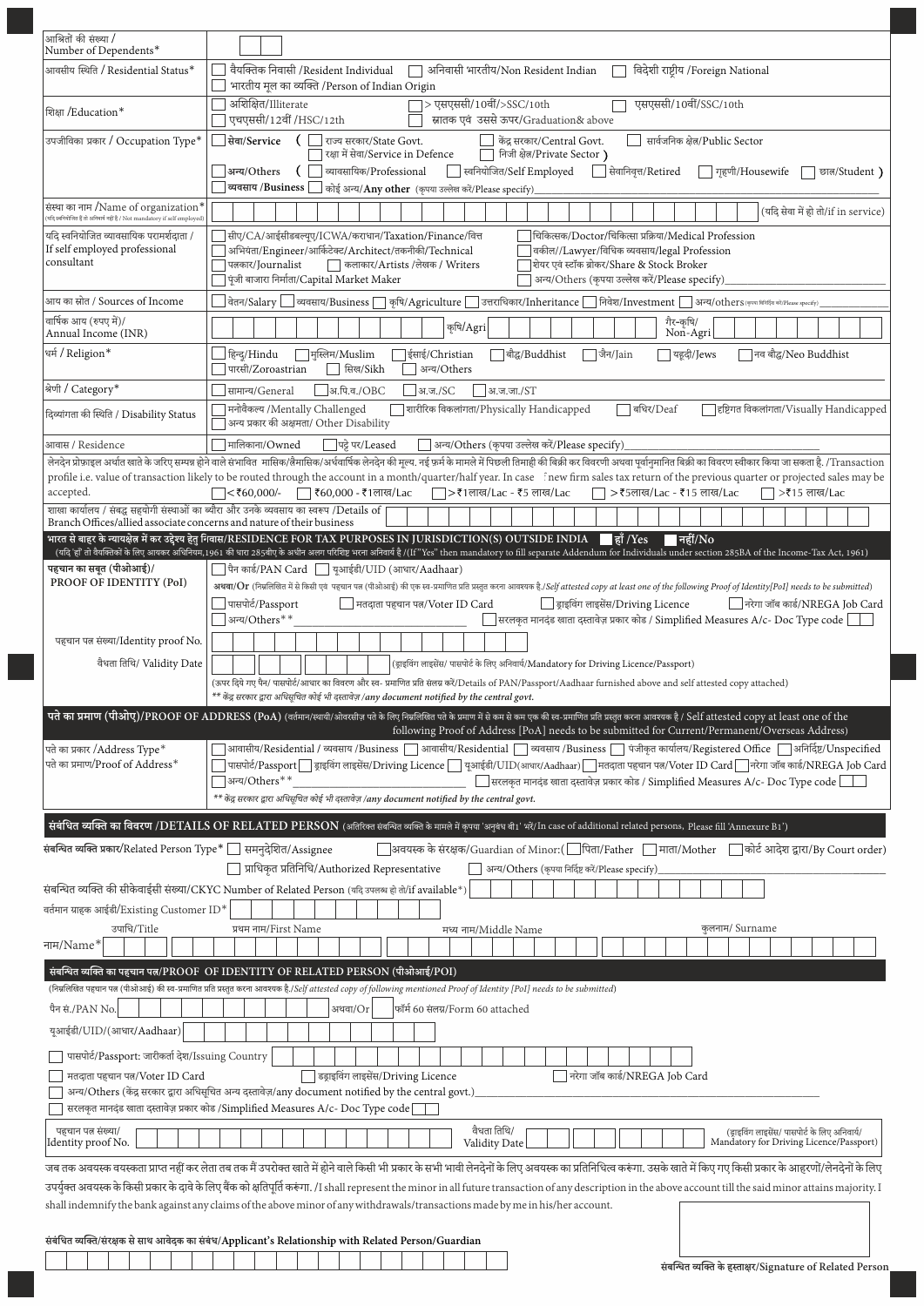| | |
|---|---|
| आश्रितों की संख्या / Number of Dependents* | ☐☐ |
| आवसीय स्थिति / Residential Status* | ☐ वैयक्तिक निवासी /Resident Individual ☐ अनिवासी भारतीय/Non Resident Indian ☐ विदेशी राष्ट्रीय /Foreign National ☐ भारतीय मूल का व्यक्ति /Person of Indian Origin |
| शिक्षा /Education* | ☐ अशिक्षित/Illiterate ☐ > एसएससी/10वीं/>SSC/10th ☐ एसएससी/10वीं/SSC/10th ☐ एचएससी/12वीं /HSC/12th ☐ स्नातक एवं उससे ऊपर/Graduation& above |
| उपजीविका प्रकार / Occupation Type* | ☐ **सेवा/Service** ( ☐ राज्य सरकार/State Govt. ☐ केंद्र सरकार/Central Govt. ☐ सार्वजनिक क्षेत्र/Public Sector ☐ रक्षा में सेवा/Service in Defence ☐ निजी क्षेत्र/Private Sector ) ☐ **अन्य/Others** ( ☐ व्यावसायिक/Professional ☐ स्वनियोजित/Self Employed ☐ सेवानिवृत्त/Retired ☐ गृहणी/Housewife ☐ छात्र/Student ) ☐ **व्यवसाय /Business** ☐ कोई अन्य/**Any other** (कृपया उल्लेख करें/Please specify)\_\_\_\_ |
| संस्था का नाम /Name of organization* (यदि स्वनियोजित है तो अनिवार्य नहीं है / Not mandatory if self employed) | (यदि सेवा में हो तो/if in service) |
| यदि स्वनियोजित व्यावसायिक परामर्शदाता / If self employed professional consultant | ☐ सीए/CA/आईसीडबल्यूए/ICWA/कराधान/Taxation/Finance/वित्त ☐ चिकित्सक/Doctor/चिकित्सा प्रक्रिया/Medical Profession ☐ अभियंता/Engineer/आर्किटेक्ट/Architect/तकनीकी/Technical ☐ वकील//Lawyer/विधिक व्यवसाय/legal Profession ☐ पत्रकार/Journalist ☐ कलाकार/Artists /लेखक / Writers ☐ शेयर एवं स्टॉक ब्रोकर/Share & Stock Broker ☐ पूंजी बाजारा निर्माता/Capital Market Maker ☐ अन्य/Others (कृपया उल्लेख करें/Please specify)\_\_\_\_ |
| आय का स्रोत / Sources of Income | ☐ वेतन/Salary ☐ व्यवसाय/Business ☐ कृषि/Agriculture ☐ उत्तराधिकार/Inheritance ☐ निवेश/Investment ☐ अन्य/others (कृपया निर्दिष्ट करें/Please specify)\_\_\_\_ |
| वार्षिक आय (रुपए में)/ Annual Income (INR) | कृषि/Agri ☐☐☐☐☐☐☐☐ गैर-कृषि/ Non-Agri ☐☐☐☐☐☐ |
| धर्म / Religion* | ☐ हिन्दु/Hindu ☐ मुस्लिम/Muslim ☐ ईसाई/Christian ☐ बौद्ध/Buddhist ☐ जैन/Jain ☐ यहूदी/Jews ☐ नव बौद्ध/Neo Buddhist ☐ पारसी/Zoroastrian ☐ सिख/Sikh ☐ अन्य/Others |
| श्रेणी / Category* | ☐ सामान्य/General ☐ अ.पि.व./OBC ☐ अ.ज./SC ☐ अ.ज.जा./ST |
| दिव्यांगता की स्थिति / Disability Status | ☐ मनोवैकल्य /Mentally Challenged ☐ शारीरिक विकलांगता/Physically Handicapped ☐ बधिर/Deaf ☐ दृष्टिगत विकलांगता/Visually Handicapped ☐ अन्य प्रकार की अक्षमता/ Other Disability |
| आवास / Residence | ☐ मालिकाना/Owned ☐ पट्टे पर/Leased ☐ अन्य/Others (कृपया उल्लेख करें/Please specify)\_\_\_\_ |

लेनदेन प्रोफ़ाइल अर्थात खाते के जरिए सम्पन्न होने वाले संभावित मासिक/त्रैमासिक/अर्धवार्षिक लेनदेन की मूल्य. नई फ़र्म के मामले में पिछली तिमाही की बिक्री कर विवरणी अथवा पूर्वानुमानित बिक्री का विवरण स्वीकार किया जा सकता है. /Transaction profile i.e. value of transaction likely to be routed through the account in a month/quarter/half year. In case of new firm sales tax return of the previous quarter or projected sales may be accepted.
☐ <₹60,000/- ☐ ₹60,000 - ₹1लाख/Lac ☐ >₹1लाख/Lac - ₹5 लाख/Lac ☐ >₹5लाख/Lac - ₹15 लाख/Lac ☐ >₹15 लाख/Lac

शाखा कार्यालय / संबद्ध सहयोगी संस्थाओं का ब्यौरा और उनके व्यवसाय का स्वरूप /Details of Branch Offices/allied associate concerns and nature of their business

**भारत से बाहर के न्यायक्षेत्र में कर उद्देश्य हेतु निवास/RESIDENCE FOR TAX PURPOSES IN JURISDICTION(S) OUTSIDE INDIA** ☐ हाँ /Yes ☐ नहीं/No
(यदि 'हाँ' तो वैयक्तिकों के लिए आयकर अधिनियम,1961 की धारा 285बीए के अधीन अलग परिशिष्ट भरना अनिवार्य है /(If "Yes" then mandatory to fill separate Addendum for Individuals under section 285BA of the Income-Tax Act, 1961)

**पहचान का सबूत (पीओआई)/ PROOF OF IDENTITY (PoI)**
☐ पैन कार्ड/PAN Card ☐ यूआईडी/UID (आधार/Aadhaar)
**अथवा/Or** (निम्नलिखित में से किसी एक पहचान पत्र (पीओआई) की एक स्व-प्रमाणित प्रति प्रस्तुत करना आवश्यक है./*Self attested copy at least one of the following Proof of Identity[PoI] needs to be submitted*)
☐ पासपोर्ट/Passport ☐ मतदाता पहचान पत्र/Voter ID Card ☐ ड्राइविंग लाइसेंस/Driving Licence ☐ नरेगा जॉब कार्ड/NREGA Job Card
☐ अन्य/Others\*\*\_\_\_\_ ☐ सरलकृत मानदंड खाता दस्तावेज़ प्रकार कोड / Simplified Measures A/c- Doc Type code ☐☐

पहचान पत्र संख्या/Identity proof No.

वैधता तिथि/ Validity Date (ड्राइविंग लाइसेंस/ पासपोर्ट के लिए अनिवार्य/Mandatory for Driving Licence/Passport)

(ऊपर दिये गए पैन/ पासपोर्ट/आधार का विवरण और स्व- प्रमाणित प्रति संलग्न करें/Details of PAN/Passport/Aadhaar furnished above and self attested copy attached)
*\*\* केंद्र सरकार द्वारा अधिसूचित कोई भी दस्तावेज़ /any document notified by the central govt.*

**पते का प्रमाण (पीओए)/PROOF OF ADDRESS (PoA)** (वर्तमान/स्थायी/ओवरसीज़ पते के लिए निम्नलिखित पते के प्रमाण में से कम से कम एक की स्व-प्रमाणित प्रति प्रस्तुत करना आवश्यक है / Self attested copy at least one of the following Proof of Address [PoA] needs to be submitted for Current/Permanent/Overseas Address)

पते का प्रकार /Address Type* ☐ आवासीय/Residential / व्यवसाय /Business ☐ आवासीय/Residential ☐ व्यवसाय /Business ☐ पंजीकृत कार्यालय/Registered Office ☐ अनिर्दिष्ट/Unspecified
पते का प्रमाण/Proof of Address* ☐ पासपोर्ट/Passport ☐ ड्राइविंग लाइसेंस/Driving Licence ☐ यूआईडी/UID(आधार/Aadhaar) ☐ मतदाता पहचान पत्र/Voter ID Card ☐ नरेगा जॉब कार्ड/NREGA Job Card
☐ अन्य/Others\*\*\_\_\_\_ ☐ सरलकृत मानदंड खाता दस्तावेज़ प्रकार कोड / Simplified Measures A/c- Doc Type code ☐☐
*\*\* केंद्र सरकार द्वारा अधिसूचित कोई भी दस्तावेज़ /any document notified by the central govt.*

## संबंधित व्यक्ति का विवरण /DETAILS OF RELATED PERSON (अतिरिक्त संबन्धित व्यक्ति के मामले में कृपया 'अनुबंध बी1' भरें/In case of additional related persons, Please fill 'Annexure B1')

संबन्धित व्यक्ति प्रकार/Related Person Type* ☐ समनुदेशित/Assignee ☐ अवयस्क के संरक्षक/Guardian of Minor:( ☐ पिता/Father ☐ माता/Mother ☐ कोर्ट आदेश द्वारा/By Court order)
☐ प्राधिकृत प्रतिनिधि/Authorized Representative ☐ अन्य/Others (कृपया निर्दिष्ट करें/Please specify)\_\_\_\_

संबन्धित व्यक्ति की सीकेवाईसी संख्या/CKYC Number of Related Person (यदि उपलब्ध हो तो/if available*)

वर्तमान ग्राहक आईडी/Existing Customer ID*

नाम/Name* उपाधि/Title | प्रथम नाम/First Name | मध्य नाम/Middle Name | कुलनाम/ Surname

### संबन्धित व्यक्ति का पहचान पत्र/PROOF OF IDENTITY OF RELATED PERSON (पीओआई/POI)

(निम्नलिखित पहचान पत्र (पीओआई) की स्व-प्रमाणित प्रति प्रस्तुत करना आवश्यक है./*Self attested copy of following mentioned Proof of Identity [PoI] needs to be submitted*)

पैन सं./PAN No. ☐ अथवा/Or ☐ फॉर्म 60 संलग्न/Form 60 attached

यूआईडी/UID/(आधार/Aadhaar)

☐ पासपोर्ट/Passport: जारीकर्ता देश/Issuing Country

☐ मतदाता पहचान पत्र/Voter ID Card ☐ ड्राइविंग लाइसेंस/Driving Licence ☐ नरेगा जॉब कार्ड/NREGA Job Card

☐ अन्य/Others (केंद्र सरकार द्वारा अधिसूचित अन्य दस्तावेज़/any document notified by the central govt.)\_\_\_\_

☐ सरलकृत मानदंड खाता दस्तावेज़ प्रकार कोड /Simplified Measures A/c- Doc Type code ☐☐

पहचान पत्र संख्या/ Identity proof No. | वैधता तिथि/ Validity Date | (ड्राइविंग लाइसेंस/ पासपोर्ट के लिए अनिवार्य/ Mandatory for Driving Licence/Passport)

जब तक अवयस्क वयस्कता प्राप्त नहीं कर लेता तब तक मैं उपरोक्त खाते में होने वाले किसी भी प्रकार के सभी भावी लेनदेनों के लिए अवयस्क का प्रतिनिधित्व करूंगा. उसके खाते में किए गए किसी प्रकार के आहरणों/लेनदेनों के लिए उपर्युक्त अवयस्क के किसी प्रकार के दावे के लिए बैंक को क्षतिपूर्ति करूंगा. /I shall represent the minor in all future transaction of any description in the above account till the said minor attains majority. I shall indemnify the bank against any claims of the above minor of any withdrawals/transactions made by me in his/her account.

**संबंधित व्यक्ति/संरक्षक से साथ आवेदक का संबंध/Applicant's Relationship with Related Person/Guardian**

**संबन्धित व्यक्ति के हस्ताक्षर/Signature of Related Person**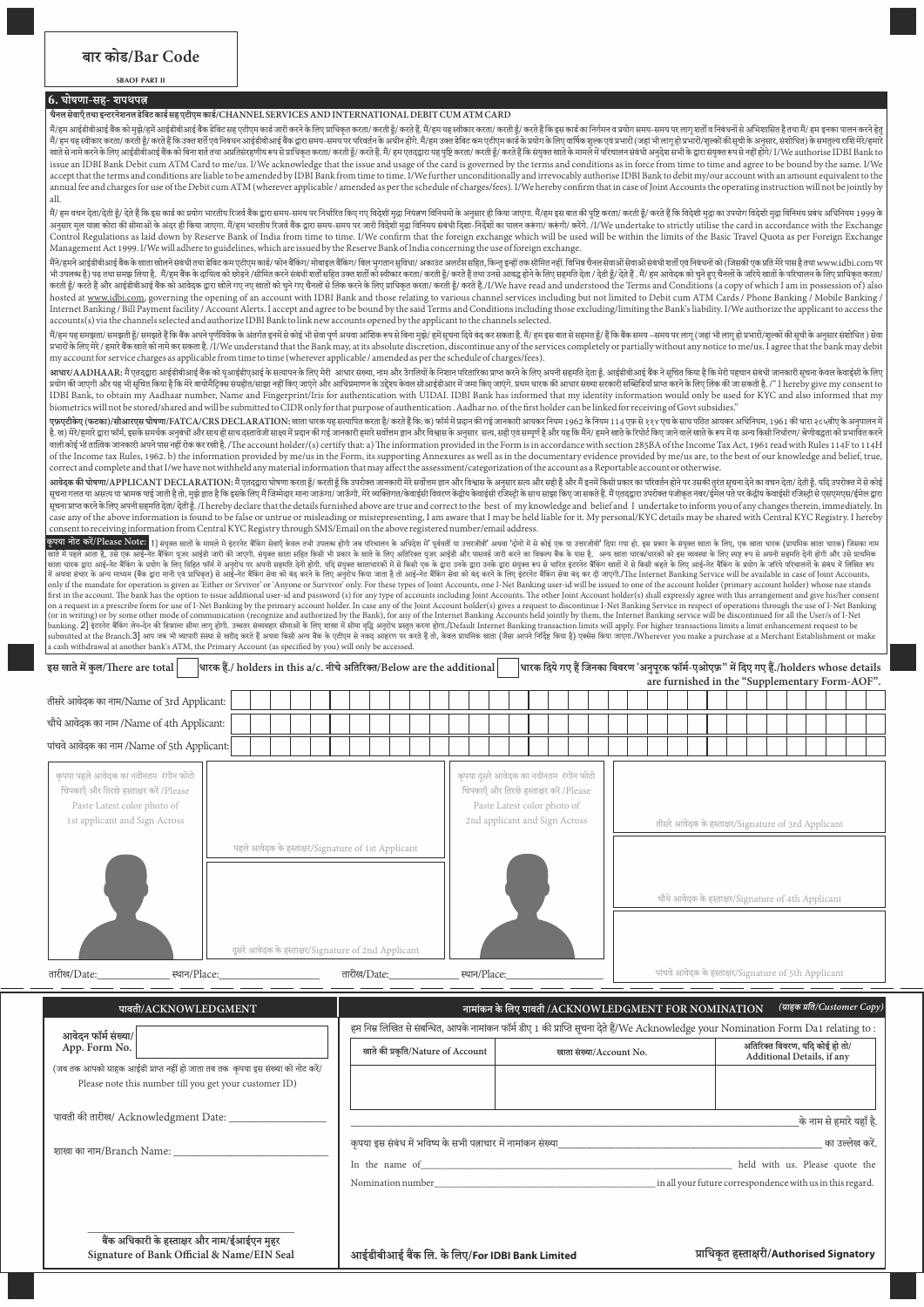## बार कोड/Bar Code

SBAOF PART II

### 6. घोषणा-सह- शपथपत्र

**चैनल सेवाएँ तथा इन्टरनेशनल डेबिट कार्ड सह एटीएम कार्ड/CHANNEL SERVICES AND INTERNATIONAL DEBIT CUM ATM CARD**

मैं/हम आईडीबीआई बैंक को मुझे/हमें आईडीबीआई बैंक डेबिट सह एटीएम कार्ड जारी करने के लिए प्राधिकृत करता/ करती हूँ/ करते हैं. मैं/हम यह स्वीकार करता/ करती हूँ/ करते हैं कि इस कार्ड का निर्गमन व प्रयोग समय-समय पर लागू शर्तों व निबंधनों से अभिशासित है तथा मैं/ हम इनका पालन करने हेतु मैं/ हम यह स्वीकार करता/ करती हूँ/ करते हैं कि उक्त शर्तें एवं निबंधन आईडीबीआई बैंक द्वारा समय-समय पर परिवर्तन के अधीन होंगे. मैं/हम उक्त डेबिट कम एटीएम कार्ड के प्रयोग के लिए वार्षिक शुल्क एवं प्रभारों (जहां भी लागू हो प्रभारों/शुल्कों की सूची के अनुसार, संशोधित) के समतुल्य राशि मेरे/हमारे खाते से नामे करने के लिए आईडीबीआई बैंक को बिना शर्त तथा अप्रतिसंहरणीय रूप से प्राधिकृत करता/ करती हूँ/ करते हैं. मैं/ हम एतद्द्वारा यह पुष्टि करता/ करती हूँ/ करते हैं कि संयुक्त खाते के मामले में परिचालन संबंधी अनुदेश सभी के द्वारा संयुक्त रूप से नहीं होंगे/ I/We authorise IDBI Bank to issue an IDBI Bank Debit cum ATM Card to me/us. I/We acknowledge that the issue and usage of the card is governed by the terms and conditions as in force from time to time and agree to be bound by the same. I/We accept that the terms and conditions are liable to be amended by IDBI Bank from time to time. I/We further unconditionally and irrevocably authorise IDBI Bank to debit my/our account with an amount equivalent to the annual fee and charges for use of the Debit cum ATM (wherever applicable / amended as per the schedule of charges/fees). I/We hereby confirm that in case of Joint Accounts the operating instruction will not be jointly by all.

मैं/ हम वचन देता/देती हूँ/ देते हैं कि इस कार्ड का प्रयोग भारतीय रिजर्व बैंक द्वारा समय-समय पर निर्धारित किए गए विदेशी मुद्रा नियंत्रण विनियमों के अनुसार ही किया जाएगा. मैं/हम इस बात की पुष्टि करता/ करती हूँ/ करते हैं कि विदेशी मुद्रा का उपयोग विदेशी मुद्रा विनिमय प्रबंध अधिनियम 1999 के अनुसार मूल यात्रा कोटा की सीमाओं के अंदर ही किया जाएगा. मैं/हम भारतीय रिजर्व बैंक द्वारा समय-समय पर जारी विदेशी मुद्रा विनिमय संबंधी दिशा-निर्देशों का पालन करूंगा/ करूंगी/ करेंगे. /I/We undertake to strictly utilise the card in accordance with the Exchange Control Regulations as laid down by Reserve Bank of India from time to time. I/We confirm that the foreign exchange which will be used will be within the limits of the Basic Travel Quota as per Foreign Exchange Management Act 1999. I/We will adhere to guidelines, which are issued by the Reserve Bank of India concerning the use of foreign exchange.

मैंने/हमने आईडीबीआई बैंक के खाता खोलने संबंधी तथा डेबिट कम एटीएम कार्ड/ फोन बैंकिंग/ मोबाइल बैंकिंग/ बिल भुगतान सुविधा/ अकाउंट अलर्ट्स सहित, किन्तु इन्हीं तक सीमित नहीं. विभिन्न चैनल सेवाओं संबंधी शर्तों एवं निबंधनों को (जिसकी एक प्रति मेरे पास है तथा www.idbi.com पर भी उपलब्ध है) पढ़ तथा समझ लिया है. मैं/हम बैंक के दायित्व को छोड़ने /सीमित करने संबंधी शर्तों सहित उक्त शर्तों को स्वीकार करता/ करती हूँ/ करते हैं तथा उनसे आबद्ध होने के लिए सहमति देता / देती हूँ/ देते हैं . मैं/ हम आवेदक को चुने हुए चैनलों के जरिये खातों के परिचालन के लिए प्राधिकृत करता/ करती हूँ/ करते हैं और आईडीबीआई बैंक को आवेदक द्वारा खोले गए नए खातों को चुने गए चैनलों से लिंक करने के लिए प्राधिकृत करता/ करती हूँ/ करते हैं./I/We have read and understood the Terms and Conditions (a copy of which I am in possession of) also hosted at www.idbi.com, governing the opening of an account with IDBI Bank and those relating to various channel services including but not limited to Debit cum ATM Cards / Phone Banking / Mobile Banking / Internet Banking / Bill Payment facility / Account Alerts. I accept and agree to be bound by the said Terms and Conditions including those excluding/limiting the Bank's liability. I/We authorize the applicant to access the accounts(s) via the channels selected and authorize IDBI Bank to link new accounts opened by the applicant to the channels selected.

मैं/हम यह समझता/ समझती हूँ/ समझते हैं कि बैंक अपने पूर्णविवेक के अंतर्गत इनमें से कोई भी सेवा पूर्ण अथवा आंशिक रूप से बिना मुझे/ हमें सूचना दिये बंद कर सकता है. मैं/ हम इस बात से सहमत हूँ/ हैं कि बैंक समय –समय पर लागू (जहां भी लागू हो प्रभारों/शुल्कों की सूची के अनुसार संशोधित ) सेवा प्रभारों के लिए मेरे / हमारे बैंक खाते को नामे कर सकता है. /I/We understand that the Bank may, at its absolute discretion, discontinue any of the services completely or partially without any notice to me/us. I agree that the bank may debit my account for service charges as applicable from time to time (wherever applicable / amended as per the schedule of charges/fees).

**आधार/AADHAAR:** मैं एतद्द्वारा आईडीबीआई बैंक को यूआईडीएआई के सत्यापन के लिए मेरी आधार संख्या, नाम और उँगलियों के निशान परितारिका प्राप्त करने के लिए अपनी सहमति देता हूं. आईडीबीआई बैंक ने सूचित किया है कि मेरी पहचान संबंधी जानकारी सूचना केवल केवाईसी के लिए प्रयोग की जाएगी और यह भी सूचित किया है कि मेरे बायोमैट्रिक्स संग्रहीत/साझा नहीं किए जाएंगे और अधिप्रमाणन के उद्देश्य केवल सीआईडीआर में जमा किए जाएंगे. प्रथम धारक की आधार संख्या सरकारी सब्सिडियाँ प्राप्त करने के लिए लिंक की जा सकती है. /" I hereby give my consent to IDBI Bank, to obtain my Aadhaar number, Name and Fingerprint/Iris for authentication with UIDAI. IDBI Bank has informed that my identity information would only be used for KYC and also informed that my biometrics will not be stored/shared and will be submitted to CIDR only for that purpose of authentication . Aadhar no. of the first holder can be linked for receiving of Govt subsidies."

**एफएटीसीए (फटका) /सीआरएस घोषणा/FATCA/CRS DECLARATION:** खाता धारक यह सत्यापित करता है/ करते हैं कि: क) फॉर्म में प्रदान की गई जानकारी आयकर नियम 1962 के नियम 114 एफ़ से ११४ एच के साथ पठित आयकर अधिनियम, 1961 की धारा २८५बीए के अनुपालन में है. ख) मेरे/हमारे द्वारा फॉर्म, इसके समर्थक अनुबंधों और साथ ही साथ दस्तावेजी साक्ष्य में प्रदान की गई जानकारी हमारे सर्वोत्तम ज्ञान और विश्वास के अनुसार सत्य, सही एवं सम्पूर्ण है और यह कि मैंने/ हमने खाते के रिपोर्ट किए जाने वाले खाते के रूप में या अन्य किसी निर्धारण/ श्रेणीबद्धता को प्रभावित करने वाली कोई भी तात्विक जानकारी अपने पास नहीं रोक कर रखी है. /The account holder/(s) certify that: a) The information provided in the Form is in accordance with section 285BA of the Income Tax Act, 1961 read with Rules 114F to 114H of the Income tax Rules, 1962. b) the information provided by me/us in the Form, its supporting Annexures as well as in the documentary evidence provided by me/us are, to the best of our knowledge and belief, true, correct and complete and that I/we have not withheld any material information that may affect the assessment/categorization of the account as a Reportable account or otherwise.

**आवेदक की घोषणा/APPLICANT DECLARATION:** मैं एतद्द्वारा घोषणा करता हूँ/ करती हूँ कि उपरोक्त जानकारी मेरे सर्वोत्तम ज्ञान और विश्वास के अनुसार सत्य और सही है और मैं इनमें किसी प्रकार का परिवर्तन होने पर उसकी तुरंत सूचना देने का वचन देता/ देती हूँ. यदि उपरोक्त में से कोई सूचना गलत या असत्य या भ्रामक पाई जाती है तो, मुझे ज्ञात है कि इसके लिए मैं जिम्मेदार माना जाऊंगा/ जाऊँगी. मेरे व्यक्तिगत/केवाईसी विवरण केंद्रीय केवाईसी रजिस्ट्री के साथ साझा किए जा सकते हैं. मैं एतद्द्वारा उपरोक्त पंजीकृत नंबर/ईमेल पते पर केंद्रीय केवाईसी रजिस्ट्री से एसएमएस/ईमेल द्वारा सूचना प्राप्त करने के लिए अपनी सहमति देता/ देती हूँ. /I hereby declare that the details furnished above are true and correct to the best of my knowledge and belief and I undertake to inform you of any changes therein, immediately. In case any of the above information is found to be false or untrue or misleading or misrepresenting, I am aware that I may be held liable for it. My personal/KYC details may be shared with Central KYC Registry. I hereby consent to receiving information from Central KYC Registry through SMS/Email on the above registered number/email address.

**कृपया नोट करें/Please Note:** 1] संयुक्त खाते के मामले में इंटरनेट बैंकिंग सेवाएँ केवल तभी उपलब्ध होंगी जब परिचालन के अधिदेश में 'पूर्ववर्ती या उत्तरजीवी' अथवा 'दोनों में से कोई एक या उत्तरजीवी' दिया गया हो. इस प्रकार के संयुक्त खाता के लिए, एक खाता धारक (प्राथमिक खाता धारक) जिसका नाम खाते में पहले आता है, उसे एक आई-नेट बैंकिंग यूजर आईडी जारी की जाएगी. संयुक्त खाता सहित किसी भी प्रकार के खाते के लिए अतिरिक्त यूजर आईडी और पासवर्ड जारी करने का विकल्प बैंक के पास है. अन्य खाता धारक/धारकों को इस व्यवस्था के लिए स्पष्ट रूप से अपनी सहमति देनी होगी और उसे प्राथमिक खाता धारक द्वारा आई-नेट बैंकिंग के प्रयोग के लिए विहित फॉर्म में अनुरोध पर अपनी सहमति देनी होगी. यदि संयुक्त खाताधारकों में से किसी एक के द्वारा उनके द्वारा संयुक्त रूप से धारित इंटरनेट बैंकिंग खातों में से किसी खाते को आई-नेट बैंकिंग के प्रयोग के जरिये परिचालनों के संबंध में लिखित रूप में अथवा संचार के अन्य माध्यम (बैंक द्वारा मानी एवं प्राधिकृत) से आई-नेट बैंकिंग सेवा को बंद करने के लिए अनुरोध किया जाता है तो आई-नेट बैंकिंग सेवा को बंद करने के लिए इंटरनेट बैंकिंग सेवा बंद कर दी जाएगी./The Internet Banking Service will be available in case of Joint Accounts, only if the mandate for operation is given as 'Either or Srvivor' or 'Anyone or Survivor' only. For these types of Joint Accounts, one I-Net Banking user-id will be issued to one of the account holder (primary account holder) whose nae stands first in the account. The bank has the option to issue additional user-id and password (s) for any type of accounts including Joint Accounts. The other Joint Account holder(s) shall expressly agree with this arrangement and give his/her consent on a request in a prescribe form for use of I-Net Banking by the primary account holder. In case any of the Joint Account holder(s) gives a request to discontinue I-Net Banking Service in respect of operations through the use of I-Net Banking (or in writing) or by some other mode of communication (recognized and authorized by the Bank), for any of the Internet Banking Accounts held jointly by them, the Internet Banking service will be discontinued for all the User/s of I-Net banking. 2] इंटरनेट बैंकिंग लेन-देन की डिफ़ाल्ट सीमा लागू होगी. उच्चतर लेनदेन सीमाओं के लिए शाखा में सीमा वृद्धि अनुरोध प्रस्तुत करना होगा./Default Internet Banking transaction limits will apply. For higher transactions limits a limit enhancement request to be submitted at the Branch.3] आप जब भी व्यापारी संस्था से खरीद करते हैं अथवा किसी अन्य बैंक के एटीएम से नकद आहरण करते हैं, केवल प्राथमिक खाता (जैसा आपने निर्दिष्ट किया है) एक्सेस किया जाएगा./Wherever you make a purchase at a Merchant Establishment or make a cash withdrawal at another bank's ATM, the Primary Account (as specified by you) will only be accessed.

इस खाते में कुल/There are total [ ] धारक हैं./ holders in this a/c. नीचे अतिरिक्त/Below are the additional [ ] धारक दिये गए हैं जिनका विवरण 'अनुपूरक फॉर्म-एओएफ़" में दिए गए हैं./holders whose details are furnished in the "Supplementary Form-AOF".

तीसरे आवेदक का नाम/Name of 3rd Applicant:

चौथे आवेदक का नाम /Name of 4th Applicant:

पांचवे आवेदक का नाम /Name of 5th Applicant:

कृपया पहले आवेदक का नवीनतम रंगीन फोटो चिपकाएँ और तिरछे हस्ताक्षर करें /Please Paste Latest color photo of 1st applicant and Sign Across

पहले आवेदक के हस्ताक्षर/Signature of 1st Applicant

दूसरे आवेदक के हस्ताक्षर/Signature of 2nd Applicant

कृपया दूसरे आवेदक का नवीनतम रंगीन फोटो चिपकाएँ और तिरछे हस्ताक्षर करें /Please Paste Latest color photo of 2nd applicant and Sign Across

तीसरे आवेदक के हस्ताक्षर/Signature of 3rd Applicant

चौथे आवेदक के हस्ताक्षर/Signature of 4th Applicant

पांचवे आवेदक के हस्ताक्षर/Signature of 5th Applicant

तारीख/Date:__________ स्थान/Place:__________

तारीख/Date:__________ स्थान/Place:__________

---

### पावती/ACKNOWLEDGMENT

आवेदन फॉर्म संख्या/ App. Form No.

(जब तक आपको ग्राहक आईडी प्राप्त नहीं हो जाता तब तक कृपया इस संख्या को नोट करें/ Please note this number till you get your customer ID)

पावती की तारीख/ Acknowledgment Date: __________

शाखा का नाम/Branch Name: __________

बैंक अधिकारी के हस्ताक्षर और नाम/ईआईएन मुहर
Signature of Bank Official & Name/EIN Seal

### नामांकन के लिए पावती /ACKNOWLEDGMENT FOR NOMINATION *(ग्राहक प्रति/Customer Copy)*

हम निम्न लिखित से संबन्धित, आपके नामांकन फॉर्म डीए 1 की प्राप्ति सूचना देते हैं/We Acknowledge your Nomination Form Da1 relating to :

| खाते की प्रकृति/Nature of Account | खाता संख्या/Account No. | अतिरिक्त विवरण, यदि कोई हो तो/ Additional Details, if any |
|---|---|---|
| | | |

__________ के नाम से हमारे यहाँ है.

कृपया इस संबंध में भविष्य के सभी पत्राचार में नामांकन संख्या __________ का उल्लेख करें.

In the name of __________ held with us. Please quote the Nomination number __________ in all your future correspondence with us in this regard.

आईडीबीआई बैंक लि. के लिए/For IDBI Bank Limited

प्राधिकृत हस्ताक्षरी/Authorised Signatory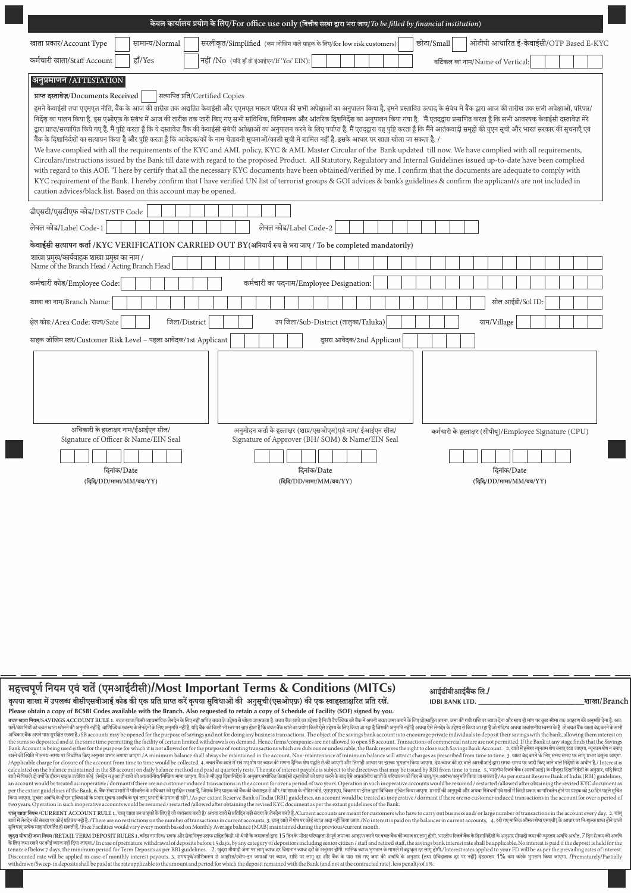## केवल कार्यालय प्रयोग के लिए/For office use only (वित्तीय संस्था द्वारा भरा जाए/*To be filled by financial institution*)

खाता प्रकार/Account Type ☐ सामान्य/Normal ☐ सरलीकृत/Simplified (कम जोखिम वाले ग्राहक के लिए/for low risk customers) ☐ छोटा/Small ☐ ओटीपी आधारित ई-केवाईसी/OTP Based E-KYC

कर्मचारी खाता/Staff Account ☐ हाँ/Yes ☐ नहीं /No (यदि हाँ तो ईआईएन/If 'Yes' EIN): _______ वर्टिकल का नाम/Name of Vertical: _______

### अनुप्रमाणन /ATTESTATION

प्राप्त दस्तावेज़/Documents Received ☐ सत्यापित प्रति/Certified Copies

हमने केवाईसी तथा एएमएल नीति, बैंक के आज की तारीख तक अद्यतित केवाईसी और एएमएल मास्टर परिपत्र की सभी अपेक्षाओं का अनुपालन किया है. हमने प्रस्तावित उत्पाद के संबंध में बैंक द्वारा आज की तारीख तक सभी अपेक्षाओं, परिपत्र/निर्देश का पालन किया है. इस एओएफ़ के संबंध में आज की तारीख तक जारी किए गए सभी सांविधिक, विनियामक और आंतरिक दिशानिर्देश का अनुपालन किया गया है. 'मैं एतद्द्वारा प्रमाणित करता हूँ कि सभी आवश्यक केवाईसी दस्तावेज़ मेरे द्वारा प्राप्त/सत्यापित किये गए हैं. मैं पुष्टि करता हूँ कि ये दस्तावेज़ बैंक की केवाईसी संबंधी अपेक्षाओं का अनुपालन करने के लिए पर्याप्त हैं. मैं एतद्द्वारा यह पुष्टि करता हूँ कि मैंने आतंकवादी समूहों की यूएन सूची और भारत सरकार की सूचनाएँ एवं बैंक के दिशानिर्देशों का सत्यापन किया है और पुष्टि करता हूँ कि आवेदक/कों के नाम चेतावनी सूचनाओं/काली सूची में शामिल नहीं हैं. इसके आधार पर खाता खोला जा सकता है. /

We have complied with all the requirements of the KYC and AML policy, KYC & AML Master Circular of the Bank updated till now. We have complied with all requirements, Circulars/instructions issued by the Bank till date with regard to the proposed Product. All Statutory, Regulatory and Internal Guidelines issued up-to-date have been complied with regard to this AOF. "I here by certify that all the necessary KYC documents have been obtained/verified by me. I confirm that the documents are adequate to comply with KYC requirement of the Bank. I hereby confirm that I have verified UN list of terrorist groups & GOI advices & bank's guidelines & confirm the applicant/s are not included in caution advices/black list. Based on this account may be opened.

डीएसटी/एसटीएफ़ कोड/DST/STF Code _______

लेबल कोड/Label Code-1 _______ लेबल कोड/Label Code-2 _______

### केवाईसी सत्यापन कर्ता /KYC VERIFICATION CARRIED OUT BY(अनिवार्य रूप से भरा जाए / To be completed mandatorily)

शाखा प्रमुख/कार्यवाहक शाखा प्रमुख का नाम / Name of the Branch Head / Acting Branch Head _______

कर्मचारी कोड/Employee Code: _______ कर्मचारी का पदनाम/Employee Designation: _______

शाखा का नाम/Branch Name: _______ सोल आईडी/Sol ID: _______

क्षेत्र कोड:/Area Code: राज्य/Sate ___ जिला/District ___ उप जिला/Sub-District (तालुका/Taluka) ___ ग्राम/Village ___

ग्राहक जोखिम स्तर/Customer Risk Level – पहला आवेदक/1st Applicant _______ दूसरा आवेदक/2nd Applicant _______

| अधिकारी के हस्ताक्षर नाम/ईआईएन सील/ Signature of Officer & Name/EIN Seal | अनुमोदन कर्ता के हस्ताक्षर (शाप्र/एसओएम) एवं नाम/ ईआईएन सील/ Signature of Approver (BH/ SOM) & Name/EIN Seal | कर्मचारी के हस्ताक्षर (सीपीयू)/Employee Signature (CPU) |
|---|---|---|
| दिनांक/Date (दिदि/DD/मामा/MM/वव/YY) | दिनांक/Date (दिदि/DD/मामा/MM/वव/YY) | दिनांक/Date (दिदि/DD/मामा/MM/वव/YY) |

---

## महत्त्वपूर्ण नियम एवं शर्तें (एमआईटीसी)/Most Important Terms & Conditions (MITCs)

आईडीबीआईबैंक लि./ **IDBI BANK LTD.** _______________शाखा/Branch

कृपया शाखा में उपलब्ध बीसीएसबीआई कोड की एक प्रति प्राप्त करें सुविधाओं की अनुसूची(एसओएफ़) की एक स्वहस्ताक्षरित प्रति रखें.

**Please obtain a copy of BCSBI Codes available with the Branch. Also requested to retain a copy of Schedule of Facility (SOF) signed by you.**

**बचत खाता नियम/SAVINGS ACCOUNT RULE 1.** बचत खाता किसी व्यावसायिक लेनदेन के लिए नहीं अपितु बचत के उद्देश्य से खोला जा सकता है. बचत खाते का उद्देश्य है निजी वैयक्तिक को बैंक में अपनी बचत जमा कराने के लिए प्रोत्साहित करना, जमा की गयी राशि पर ब्याज देना और साथ ही मांग पर कुछ सीमा तक आहरण की अनुमति देना है. अतः फ़र्मों/कंपनियों को बचत खाता खोलने की अनुमति नहीं है. वाणिज्यिक स्वरूप के लेनदेनों के लिए अनुमति नहीं है. यदि बैंक को किसी भी स्तर पर ज्ञात होता है कि बचत बैंक खाते का प्रयोग किसी ऐसे उद्देश्य के लिए किया जा रहा है जिसकी अनुमति नहीं है अथवा ऐसे लेनदेन के उद्देश्य से किया जा रहा है जो संदिग्ध अथवा अवांछनीय स्वरूप के हैं तो बचत बैंक खाता बंद करने के सभी अधिकार बैंक अपने पास सुरक्षित रखता है./SB accounts may be opened for the purpose of savings and not for doing any business transactions. The object of the savings bank account is to encourage private individuals to deposit their savings with the bank, allowing them interest on the sums so deposited and at the same time permitting the facility of certain limited withdrawals on demand. Hence firms/companies are not allowed to open SB account. Transactions of commercial nature are not permitted. If the Bank at any stage finds that the Savings Bank Account is being used either for the purpose for which it is not allowed or for the purpose of routing transactions which are dubious or undesirable, the Bank reserves the right to close such Savings Bank Account. 2. खाते में हमेशा न्यूनतम शेष बनाए रखा जाएगा. न्यूनतम शेष न बनाए रखने की स्थिति में समय-समय पर निर्धारित किए अनुसार प्रभार लगाया जाएगा./A minimum balance shall always be maintained in the account. Non-maintenance of minimum balance will attract charges as prescribed from time to time. 3. खाता बंद करने के लिए समय समय पर लागू प्रभार वसूला जाएगा. /Applicable charge for closure of the account from time to time would be collected. 4. बचत बैंक खाते में रखे गए शेष पर ब्याज की गणना दैनिक शेष पद्धति से की जाएगी और तिमाही आधार पर इसका भुगतान किया जाएगा. देय ब्याज की दर वाले आरबीआई द्वारा समय-समय पर जारी किए जाने वाले निर्देशों के अधीन है./ Interest is calculated on the balance maintained in the SB account on daily balance method and paid at quarterly rests. The rate of interest payable is subject to the directives that may be issued by RBI from time to time. 5. भारतीय रिज़र्व बैंक (आरबीआई) के मौजूदा दिशानिर्देशों के अनुसार, यदि किसी खाते में पिछले दो वर्षों के दौरान ग्राहक उत्प्रेरित कोई लेनदेन न हुआ हो तो खाते को अप्रवर्तनीय/निष्क्रिय माना जाएगा. बैंक के मौजूदा दिशानिर्देश के अनुसार संशोधित केवाईसी दस्तावेजों को प्राप्त करने के बाद ऐसे अप्रवर्तनीय खातों के परिचालन को फिर से चालू/पुनः आरंभ/अनुमति किया जा सकता है/As per extant Reserve Bank of India (RBI) guidelines, an account would be treated as inoperative / dormant if there are no customer induced transactions in the account for over a period of two years. Operation in such inoperative accounts would be resumed / restarted /allowed after obtaining the revised KYC document as per the extant guidelines of the Bank. 6. बैंक सेवा प्रभारों में परिवर्तन के अधिकार को सुरक्षित रखता है, जिसके लिए ग्राहक को बैंक की वेबसाइट से और/या शाखा के नोटिस बोर्ड, एसएमएस, विवरण या ईमेल द्वारा विधिवत सूचित किया जाएगा. प्रभारों की अनुसूची और अथवा नियमों एवं शर्तों में किसी प्रकार का परिवर्तन होने पर ग्राहक को 30 दिन पहले सूचित किया जाएगा. सूचना अवधि के दौरान सुविधाओं के प्रभार सूचना अवधि के पूर्व लागू प्रभारों के समान ही रहेंगे./As per extant Reserve Bank of India (RBI) guidelines, an account would be treated as inoperative / dormant if there are no customer induced transactions in the account for over a period of two years. Operation in such inoperative accounts would be resumed / restarted /allowed after obtaining the revised KYC document as per the extant guidelines of the Bank.

**चालू खाता नियम /CURRENT ACCOUNT RULE 1.** चालू खाता उन ग्राहकों के लिए है जो व्यवसाय करते हैं/ अथवा खाते से प्रतिदिन बड़ी संख्या के लेनदेन करते हैं./Current accounts are meant for customers who have to carry out business and/ or large number of transactions in the account every day. 2. चालू खाते में लेनदेन की संख्या पर कोई प्रतिबंध नहीं है. /There are no restrictions on the number of transactions in current accounts. 3. चालू खाते में शेष पर कोई ब्याज अदा नहीं किया जाता./No interest is paid on the balances in current accounts. 4. रखे गए मासिक औसत शेष(एमएबी) के आधार पर निःशुल्क प्राप्त होने वाली सुविधाएं प्रत्येक माह परिवर्तित हो सकती हैं./Free Facilities would vary every month based on Monthly Average balance (MAB) maintained during the previous/current month.

**खुदरा मीयादी जमा नियम /RETAIL TERM DEPOSIT RULES 1.** वरिष्ठ नागरिक/ स्टाफ और सेवानिवृत्त स्टाफ सहित किसी भी श्रेणी के जमाकर्ता द्वारा 15 दिन के भीतर परिपक्वता से पूर्व जमा का आहरण करने पर बचत बैंक की ब्याज दर लागू होगी. भारतीय रिज़र्व बैंक के दिशानिर्देशों के अनुसार मीयादी जमा की न्यूनतम अवधि अर्थात, 7 दिन से कम की अवधि के लिए जमा रखने पर कोई ब्याज नहीं दिया जाएगा./ In case of premature withdrawal of deposits before 15 days, by any category of depositors including senior citizen / staff and retired staff, the savings bank interest rate shall be applicable. No interest is paid if the deposit is held for the tenure of below 7 days, the minimum period for Term Deposits as per RBI guidelines. 2. खुदरा मीयादी जमा पर लागू ब्याज दरें विद्यमान ब्याज दरों के अनुसार होंगी. मासिक ब्याज भुगतान के मामले में बट्टाकृत दर लागू होगी/Interest rates applied to your FD will be as per the prevailing rates of interest. Discounted rate will be applied in case of monthly interest payouts. 3. समयपूर्व/आंशिकरूप से आहरित/स्वीप-इन जमाओं पर ब्याज, राशि पर लागू दर और बैंक के पास रखे गए अवधि के अनुसार (तथा संविदात्मक दर पर नहीं) दंडस्वरूप 1% कम करके भुगतान किया जाएगा. /Prematurely/Partially withdrawn/Sweep-in deposits shall be paid at the rate applicable to the amount and period for which the deposit remained with the Bank (and not at the contracted rate), less penalty of 1%.